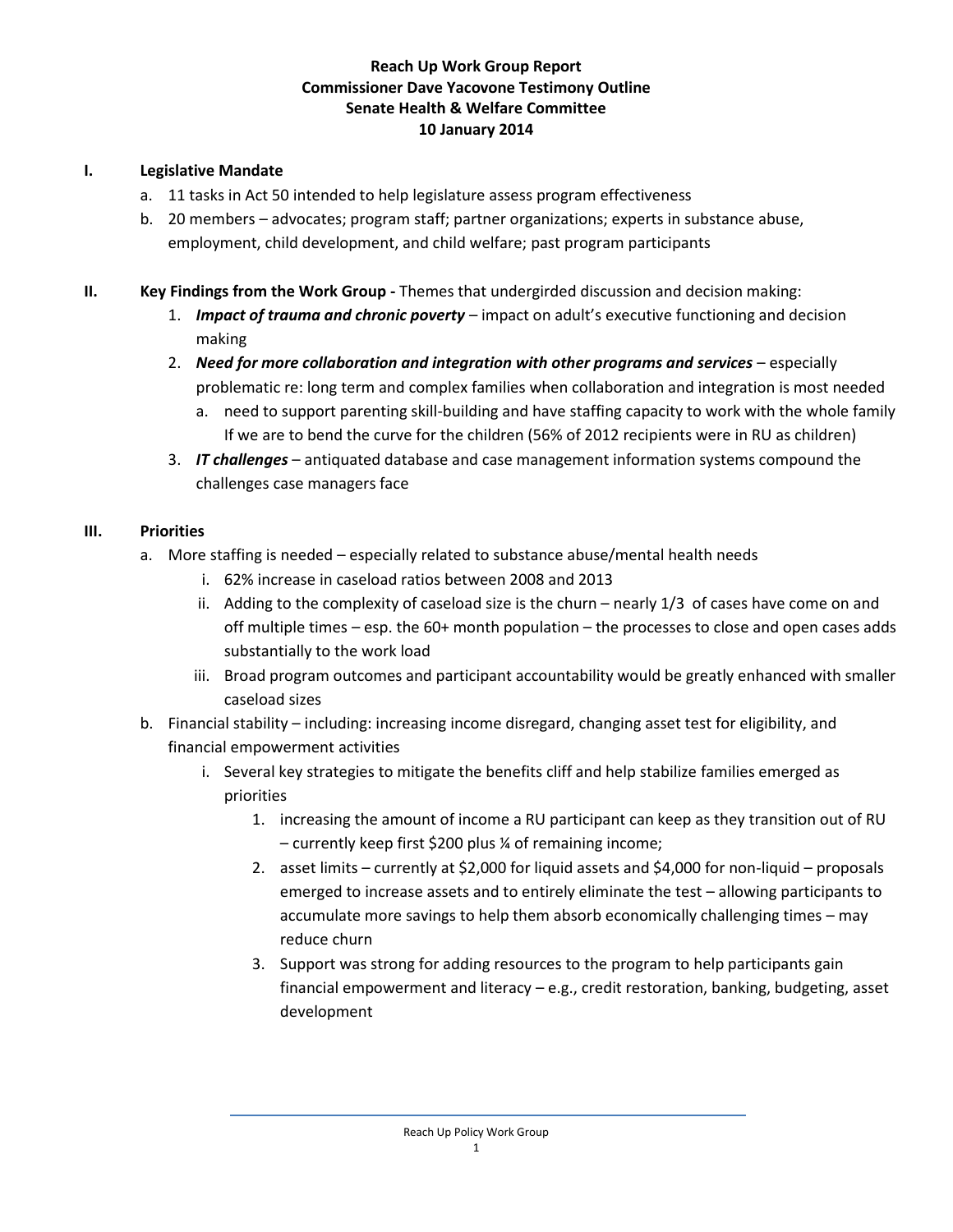# Reach Up Work Group Report
## Commissioner Dave Yacovone Testimony Outline
## Senate Health & Welfare Committee
## 10 January 2014

**I. Legislative Mandate**

a. 11 tasks in Act 50 intended to help legislature assess program effectiveness

b. 20 members – advocates; program staff; partner organizations; experts in substance abuse, employment, child development, and child welfare; past program participants

**II. Key Findings from the Work Group -** Themes that undergirded discussion and decision making:

1. ***Impact of trauma and chronic poverty*** – impact on adult's executive functioning and decision making
2. ***Need for more collaboration and integration with other programs and services*** – especially problematic re: long term and complex families when collaboration and integration is most needed
   a. need to support parenting skill-building and have staffing capacity to work with the whole family If we are to bend the curve for the children (56% of 2012 recipients were in RU as children)
3. ***IT challenges*** – antiquated database and case management information systems compound the challenges case managers face

**III. Priorities**

a. More staffing is needed – especially related to substance abuse/mental health needs
   i. 62% increase in caseload ratios between 2008 and 2013
   ii. Adding to the complexity of caseload size is the churn – nearly 1/3 of cases have come on and off multiple times – esp. the 60+ month population – the processes to close and open cases adds substantially to the work load
   iii. Broad program outcomes and participant accountability would be greatly enhanced with smaller caseload sizes

b. Financial stability – including: increasing income disregard, changing asset test for eligibility, and financial empowerment activities
   i. Several key strategies to mitigate the benefits cliff and help stabilize families emerged as priorities
      1. increasing the amount of income a RU participant can keep as they transition out of RU – currently keep first $200 plus ¼ of remaining income;
      2. asset limits – currently at $2,000 for liquid assets and $4,000 for non-liquid – proposals emerged to increase assets and to entirely eliminate the test – allowing participants to accumulate more savings to help them absorb economically challenging times – may reduce churn
      3. Support was strong for adding resources to the program to help participants gain financial empowerment and literacy – e.g., credit restoration, banking, budgeting, asset development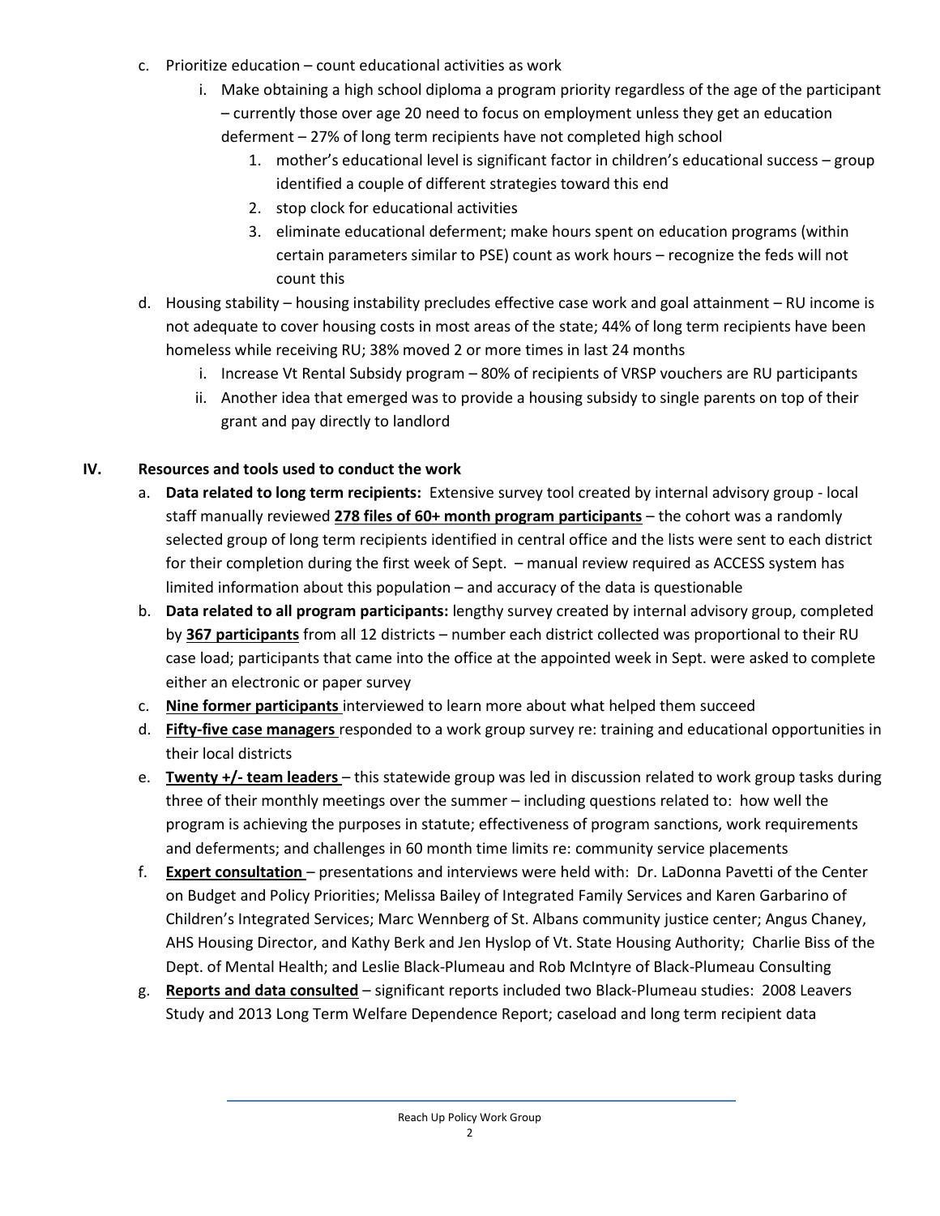c. Prioritize education – count educational activities as work
    i. Make obtaining a high school diploma a program priority regardless of the age of the participant – currently those over age 20 need to focus on employment unless they get an education deferment – 27% of long term recipients have not completed high school
        1. mother's educational level is significant factor in children's educational success – group identified a couple of different strategies toward this end
        2. stop clock for educational activities
        3. eliminate educational deferment; make hours spent on education programs (within certain parameters similar to PSE) count as work hours – recognize the feds will not count this

d. Housing stability – housing instability precludes effective case work and goal attainment – RU income is not adequate to cover housing costs in most areas of the state; 44% of long term recipients have been homeless while receiving RU; 38% moved 2 or more times in last 24 months
    i. Increase Vt Rental Subsidy program – 80% of recipients of VRSP vouchers are RU participants
    ii. Another idea that emerged was to provide a housing subsidy to single parents on top of their grant and pay directly to landlord

## IV. Resources and tools used to conduct the work

a. **Data related to long term recipients:** Extensive survey tool created by internal advisory group - local staff manually reviewed **278 files of 60+ month program participants** – the cohort was a randomly selected group of long term recipients identified in central office and the lists were sent to each district for their completion during the first week of Sept. – manual review required as ACCESS system has limited information about this population – and accuracy of the data is questionable

b. **Data related to all program participants:** lengthy survey created by internal advisory group, completed by **367 participants** from all 12 districts – number each district collected was proportional to their RU case load; participants that came into the office at the appointed week in Sept. were asked to complete either an electronic or paper survey

c. **Nine former participants** interviewed to learn more about what helped them succeed

d. **Fifty-five case managers** responded to a work group survey re: training and educational opportunities in their local districts

e. **Twenty +/- team leaders** – this statewide group was led in discussion related to work group tasks during three of their monthly meetings over the summer – including questions related to: how well the program is achieving the purposes in statute; effectiveness of program sanctions, work requirements and deferments; and challenges in 60 month time limits re: community service placements

f. **Expert consultation** – presentations and interviews were held with: Dr. LaDonna Pavetti of the Center on Budget and Policy Priorities; Melissa Bailey of Integrated Family Services and Karen Garbarino of Children's Integrated Services; Marc Wennberg of St. Albans community justice center; Angus Chaney, AHS Housing Director, and Kathy Berk and Jen Hyslop of Vt. State Housing Authority; Charlie Biss of the Dept. of Mental Health; and Leslie Black-Plumeau and Rob McIntyre of Black-Plumeau Consulting

g. **Reports and data consulted** – significant reports included two Black-Plumeau studies: 2008 Leavers Study and 2013 Long Term Welfare Dependence Report; caseload and long term recipient data